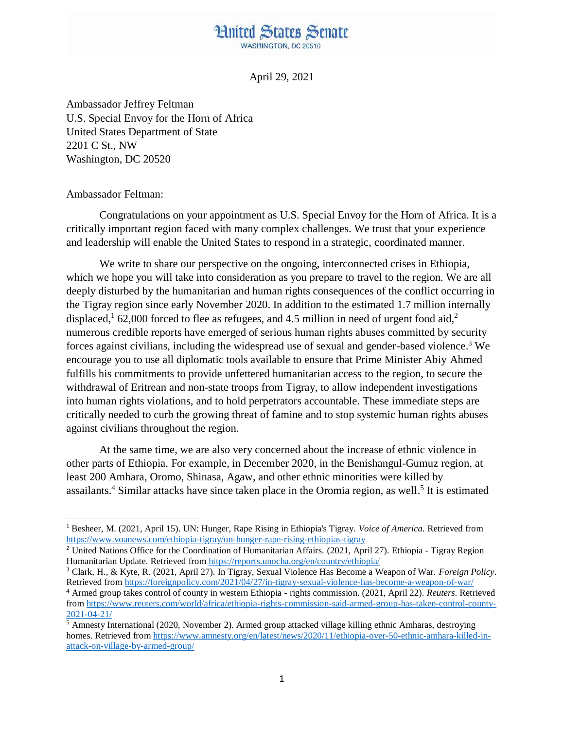# United States Senate

WASHINGTON, DC 20510

April 29, 2021

Ambassador Jeffrey Feltman
U.S. Special Envoy for the Horn of Africa
United States Department of State
2201 C St., NW
Washington, DC 20520

Ambassador Feltman:

Congratulations on your appointment as U.S. Special Envoy for the Horn of Africa. It is a critically important region faced with many complex challenges. We trust that your experience and leadership will enable the United States to respond in a strategic, coordinated manner.

We write to share our perspective on the ongoing, interconnected crises in Ethiopia, which we hope you will take into consideration as you prepare to travel to the region. We are all deeply disturbed by the humanitarian and human rights consequences of the conflict occurring in the Tigray region since early November 2020. In addition to the estimated 1.7 million internally displaced,[1] 62,000 forced to flee as refugees, and 4.5 million in need of urgent food aid,[2] numerous credible reports have emerged of serious human rights abuses committed by security forces against civilians, including the widespread use of sexual and gender-based violence.[3] We encourage you to use all diplomatic tools available to ensure that Prime Minister Abiy Ahmed fulfills his commitments to provide unfettered humanitarian access to the region, to secure the withdrawal of Eritrean and non-state troops from Tigray, to allow independent investigations into human rights violations, and to hold perpetrators accountable. These immediate steps are critically needed to curb the growing threat of famine and to stop systemic human rights abuses against civilians throughout the region.

At the same time, we are also very concerned about the increase of ethnic violence in other parts of Ethiopia. For example, in December 2020, in the Benishangul-Gumuz region, at least 200 Amhara, Oromo, Shinasa, Agaw, and other ethnic minorities were killed by assailants.[4] Similar attacks have since taken place in the Oromia region, as well.[5] It is estimated

---

[1] Besheer, M. (2021, April 15). UN: Hunger, Rape Rising in Ethiopia's Tigray. *Voice of America.* Retrieved from https://www.voanews.com/ethiopia-tigray/un-hunger-rape-rising-ethiopias-tigray

[2] United Nations Office for the Coordination of Humanitarian Affairs. (2021, April 27). Ethiopia - Tigray Region Humanitarian Update. Retrieved from https://reports.unocha.org/en/country/ethiopia/

[3] Clark, H., & Kyte, R. (2021, April 27). In Tigray, Sexual Violence Has Become a Weapon of War. *Foreign Policy*. Retrieved from https://foreignpolicy.com/2021/04/27/in-tigray-sexual-violence-has-become-a-weapon-of-war/

[4] Armed group takes control of county in western Ethiopia - rights commission. (2021, April 22). *Reuters*. Retrieved from https://www.reuters.com/world/africa/ethiopia-rights-commission-said-armed-group-has-taken-control-county-2021-04-21/

[5] Amnesty International (2020, November 2). Armed group attacked village killing ethnic Amharas, destroying homes. Retrieved from https://www.amnesty.org/en/latest/news/2020/11/ethiopia-over-50-ethnic-amhara-killed-in-attack-on-village-by-armed-group/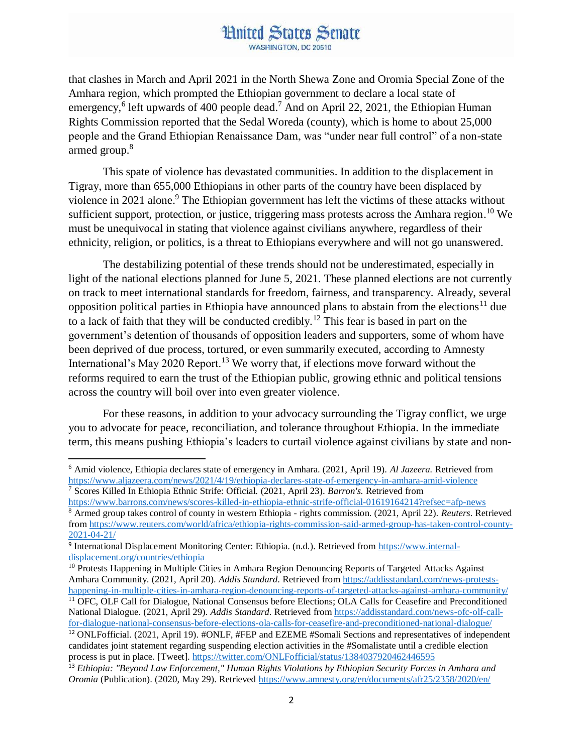that clashes in March and April 2021 in the North Shewa Zone and Oromia Special Zone of the Amhara region, which prompted the Ethiopian government to declare a local state of emergency,[6] left upwards of 400 people dead.[7] And on April 22, 2021, the Ethiopian Human Rights Commission reported that the Sedal Woreda (county), which is home to about 25,000 people and the Grand Ethiopian Renaissance Dam, was "under near full control" of a non-state armed group.[8]

This spate of violence has devastated communities. In addition to the displacement in Tigray, more than 655,000 Ethiopians in other parts of the country have been displaced by violence in 2021 alone.[9] The Ethiopian government has left the victims of these attacks without sufficient support, protection, or justice, triggering mass protests across the Amhara region.[10] We must be unequivocal in stating that violence against civilians anywhere, regardless of their ethnicity, religion, or politics, is a threat to Ethiopians everywhere and will not go unanswered.

The destabilizing potential of these trends should not be underestimated, especially in light of the national elections planned for June 5, 2021. These planned elections are not currently on track to meet international standards for freedom, fairness, and transparency. Already, several opposition political parties in Ethiopia have announced plans to abstain from the elections[11] due to a lack of faith that they will be conducted credibly.[12] This fear is based in part on the government's detention of thousands of opposition leaders and supporters, some of whom have been deprived of due process, tortured, or even summarily executed, according to Amnesty International's May 2020 Report.[13] We worry that, if elections move forward without the reforms required to earn the trust of the Ethiopian public, growing ethnic and political tensions across the country will boil over into even greater violence.

For these reasons, in addition to your advocacy surrounding the Tigray conflict, we urge you to advocate for peace, reconciliation, and tolerance throughout Ethiopia. In the immediate term, this means pushing Ethiopia's leaders to curtail violence against civilians by state and non-

---

[6] Amid violence, Ethiopia declares state of emergency in Amhara. (2021, April 19). *Al Jazeera.* Retrieved from https://www.aljazeera.com/news/2021/4/19/ethiopia-declares-state-of-emergency-in-amhara-amid-violence

[7] Scores Killed In Ethiopia Ethnic Strife: Official. (2021, April 23). *Barron's.* Retrieved from https://www.barrons.com/news/scores-killed-in-ethiopia-ethnic-strife-official-01619164214?refsec=afp-news

[8] Armed group takes control of county in western Ethiopia - rights commission. (2021, April 22). *Reuters*. Retrieved from https://www.reuters.com/world/africa/ethiopia-rights-commission-said-armed-group-has-taken-control-county-2021-04-21/

[9] International Displacement Monitoring Center: Ethiopia. (n.d.). Retrieved from https://www.internal-displacement.org/countries/ethiopia

[10] Protests Happening in Multiple Cities in Amhara Region Denouncing Reports of Targeted Attacks Against Amhara Community. (2021, April 20). *Addis Standard*. Retrieved from https://addisstandard.com/news-protests-happening-in-multiple-cities-in-amhara-region-denouncing-reports-of-targeted-attacks-against-amhara-community/

[11] OFC, OLF Call for Dialogue, National Consensus before Elections; OLA Calls for Ceasefire and Preconditioned National Dialogue. (2021, April 29). *Addis Standard*. Retrieved from https://addisstandard.com/news-ofc-olf-call-for-dialogue-national-consensus-before-elections-ola-calls-for-ceasefire-and-preconditioned-national-dialogue/

[12] ONLFofficial. (2021, April 19). #ONLF, #FEP and EZEME #Somali Sections and representatives of independent candidates joint statement regarding suspending election activities in the #Somalistate until a credible election process is put in place. [Tweet]. https://twitter.com/ONLFofficial/status/1384037920462446595

[13] *Ethiopia: "Beyond Law Enforcement," Human Rights Violations by Ethiopian Security Forces in Amhara and Oromia* (Publication). (2020, May 29). Retrieved https://www.amnesty.org/en/documents/afr25/2358/2020/en/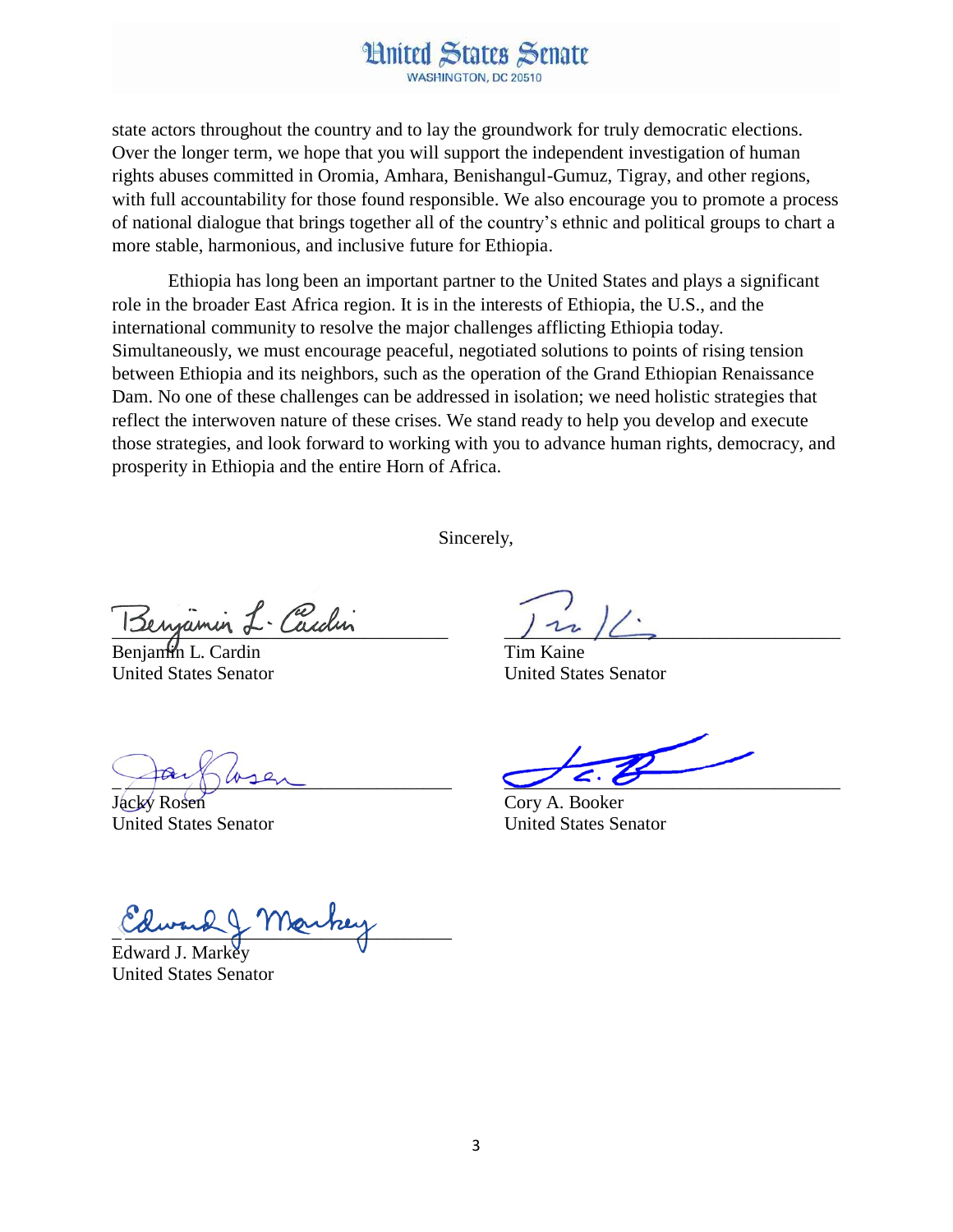state actors throughout the country and to lay the groundwork for truly democratic elections. Over the longer term, we hope that you will support the independent investigation of human rights abuses committed in Oromia, Amhara, Benishangul-Gumuz, Tigray, and other regions, with full accountability for those found responsible. We also encourage you to promote a process of national dialogue that brings together all of the country's ethnic and political groups to chart a more stable, harmonious, and inclusive future for Ethiopia.

Ethiopia has long been an important partner to the United States and plays a significant role in the broader East Africa region. It is in the interests of Ethiopia, the U.S., and the international community to resolve the major challenges afflicting Ethiopia today. Simultaneously, we must encourage peaceful, negotiated solutions to points of rising tension between Ethiopia and its neighbors, such as the operation of the Grand Ethiopian Renaissance Dam. No one of these challenges can be addressed in isolation; we need holistic strategies that reflect the interwoven nature of these crises. We stand ready to help you develop and execute those strategies, and look forward to working with you to advance human rights, democracy, and prosperity in Ethiopia and the entire Horn of Africa.

Sincerely,

Benjamin L. Cardin
United States Senator

Tim Kaine
United States Senator

Jacky Rosen
United States Senator

Cory A. Booker
United States Senator

Edward J. Markey
United States Senator